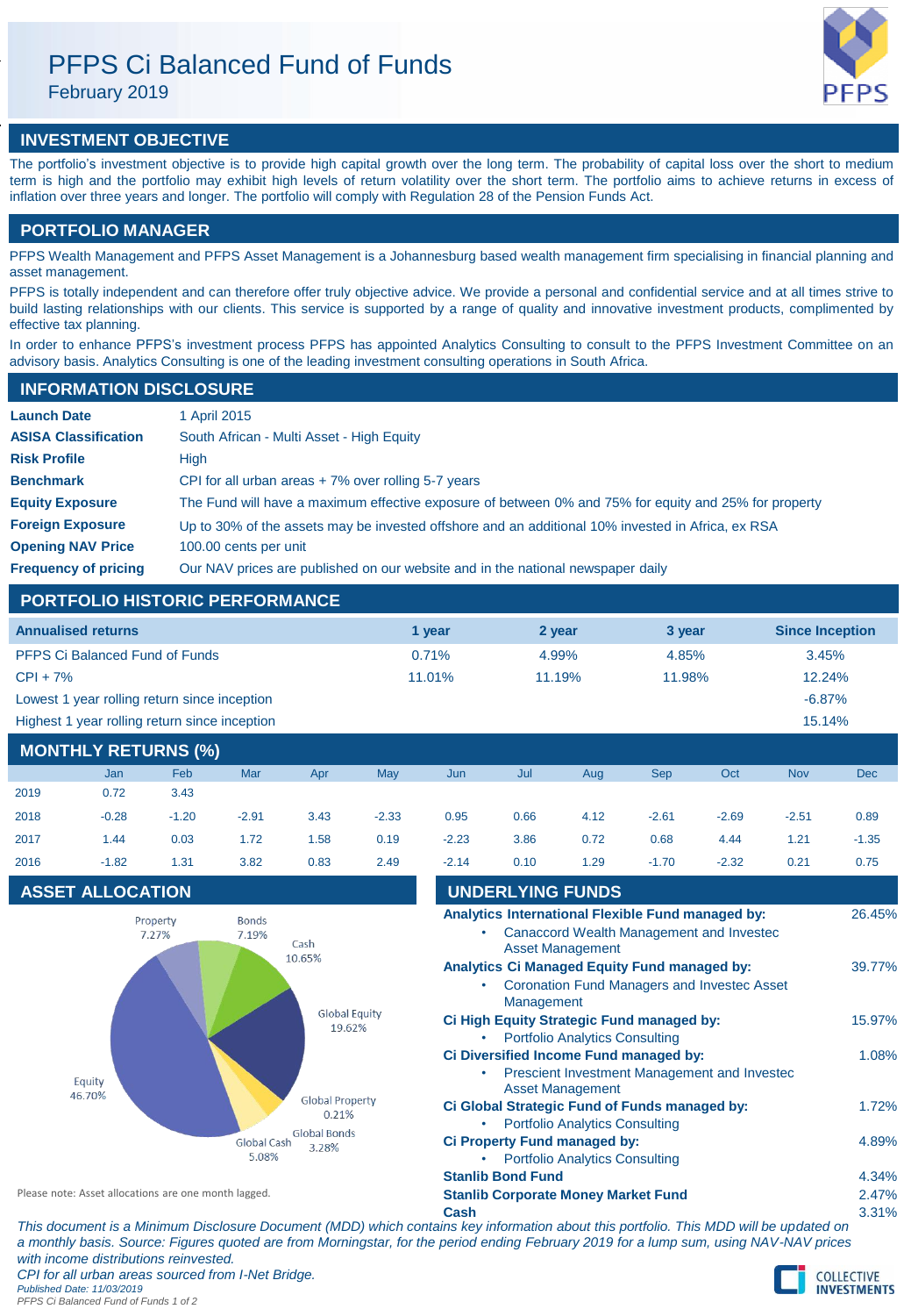# PFPS Ci Balanced Fund of Funds

February 2019

## INVESTMENT OBJECTIVE

The portfolio's investment objective is to provide high capital growth over the long term. The probability of capital loss over the short to medium term is high and the portfolio may exhibit high levels of return volatility over the short term. The portfolio aims to achieve returns in excess of inflation over three years and longer. The portfolio will comply with Regulation 28 of the Pension Funds Act.

## PORTFOLIO MANAGER

PFPS Wealth Management and PFPS Asset Management is a Johannesburg based wealth management firm specialising in financial planning and asset management.

PFPS is totally independent and can therefore offer truly objective advice. We provide a personal and confidential service and at all times strive to build lasting relationships with our clients. This service is supported by a range of quality and innovative investment products, complimented by effective tax planning.

In order to enhance PFPS's investment process PFPS has appointed Analytics Consulting to consult to the PFPS Investment Committee on an advisory basis. Analytics Consulting is one of the leading investment consulting operations in South Africa.

## INFORMATION DISCLOSURE

| | |
|---|---|
| **Launch Date** | 1 April 2015 |
| **ASISA Classification** | South African - Multi Asset - High Equity |
| **Risk Profile** | High |
| **Benchmark** | CPI for all urban areas + 7% over rolling 5-7 years |
| **Equity Exposure** | The Fund will have a maximum effective exposure of between 0% and 75% for equity and 25% for property |
| **Foreign Exposure** | Up to 30% of the assets may be invested offshore and an additional 10% invested in Africa, ex RSA |
| **Opening NAV Price** | 100.00 cents per unit |
| **Frequency of pricing** | Our NAV prices are published on our website and in the national newspaper daily |

## PORTFOLIO HISTORIC PERFORMANCE

| Annualised returns | 1 year | 2 year | 3 year | Since Inception |
|---|---|---|---|---|
| PFPS Ci Balanced Fund of Funds | 0.71% | 4.99% | 4.85% | 3.45% |
| CPI + 7% | 11.01% | 11.19% | 11.98% | 12.24% |
| Lowest 1 year rolling return since inception | | | | -6.87% |
| Highest 1 year rolling return since inception | | | | 15.14% |

## MONTHLY RETURNS (%)

| | Jan | Feb | Mar | Apr | May | Jun | Jul | Aug | Sep | Oct | Nov | Dec |
|---|---|---|---|---|---|---|---|---|---|---|---|---|
| 2019 | 0.72 | 3.43 | | | | | | | | | | |
| 2018 | -0.28 | -1.20 | -2.91 | 3.43 | -2.33 | 0.95 | 0.66 | 4.12 | -2.61 | -2.69 | -2.51 | 0.89 |
| 2017 | 1.44 | 0.03 | 1.72 | 1.58 | 0.19 | -2.23 | 3.86 | 0.72 | 0.68 | 4.44 | 1.21 | -1.35 |
| 2016 | -1.82 | 1.31 | 3.82 | 0.83 | 2.49 | -2.14 | 0.10 | 1.29 | -1.70 | -2.32 | 0.21 | 0.75 |

## ASSET ALLOCATION

| Asset | % |
|---|---|
| Equity | 46.70% |
| Global Equity | 19.62% |
| Cash | 10.65% |
| Property | 7.27% |
| Bonds | 7.19% |
| Global Cash | 5.08% |
| Global Bonds | 3.28% |
| Global Property | 0.21% |

Please note: Asset allocations are one month lagged.

## UNDERLYING FUNDS

| Fund | % |
|---|---|
| **Analytics International Flexible Fund managed by:**<br>• Canaccord Wealth Management and Investec Asset Management | 26.45% |
| **Analytics Ci Managed Equity Fund managed by:**<br>• Coronation Fund Managers and Investec Asset Management | 39.77% |
| **Ci High Equity Strategic Fund managed by:**<br>• Portfolio Analytics Consulting | 15.97% |
| **Ci Diversified Income Fund managed by:**<br>• Prescient Investment Management and Investec Asset Management | 1.08% |
| **Ci Global Strategic Fund of Funds managed by:**<br>• Portfolio Analytics Consulting | 1.72% |
| **Ci Property Fund managed by:**<br>• Portfolio Analytics Consulting | 4.89% |
| **Stanlib Bond Fund** | 4.34% |
| **Stanlib Corporate Money Market Fund** | 2.47% |
| **Cash** | 3.31% |

*This document is a Minimum Disclosure Document (MDD) which contains key information about this portfolio. This MDD will be updated on a monthly basis. Source: Figures quoted are from Morningstar, for the period ending February 2019 for a lump sum, using NAV-NAV prices with income distributions reinvested.*

*CPI for all urban areas sourced from I-Net Bridge.*

*Published Date: 11/03/2019*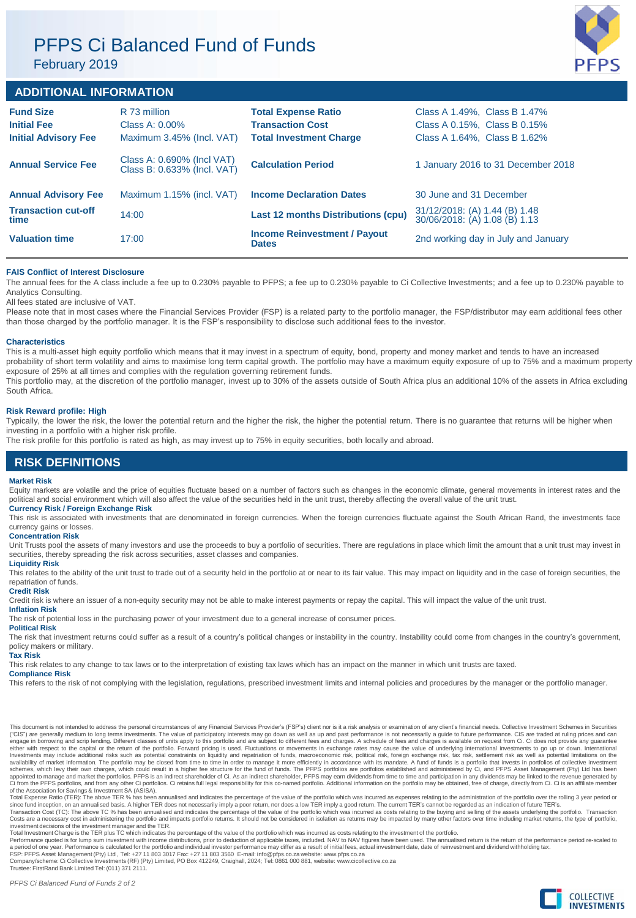# PFPS Ci Balanced Fund of Funds

February 2019

## ADDITIONAL INFORMATION

| | | | |
|---|---|---|---|
| **Fund Size** | R 73 million | **Total Expense Ratio** | Class A 1.49%, Class B 1.47% |
| **Initial Fee** | Class A: 0.00% | **Transaction Cost** | Class A 0.15%, Class B 0.15% |
| **Initial Advisory Fee** | Maximum 3.45% (Incl. VAT) | **Total Investment Charge** | Class A 1.64%, Class B 1.62% |
| **Annual Service Fee** | Class A: 0.690% (Incl VAT) Class B: 0.633% (Incl. VAT) | **Calculation Period** | 1 January 2016 to 31 December 2018 |
| **Annual Advisory Fee** | Maximum 1.15% (incl. VAT) | **Income Declaration Dates** | 30 June and 31 December |
| **Transaction cut-off time** | 14:00 | **Last 12 months Distributions (cpu)** | 31/12/2018: (A) 1.44 (B) 1.48 30/06/2018: (A) 1.08 (B) 1.13 |
| **Valuation time** | 17:00 | **Income Reinvestment / Payout Dates** | 2nd working day in July and January |

**FAIS Conflict of Interest Disclosure**

The annual fees for the A class include a fee up to 0.230% payable to PFPS; a fee up to 0.230% payable to Ci Collective Investments; and a fee up to 0.230% payable to Analytics Consulting.

All fees stated are inclusive of VAT.

Please note that in most cases where the Financial Services Provider (FSP) is a related party to the portfolio manager, the FSP/distributor may earn additional fees other than those charged by the portfolio manager. It is the FSP's responsibility to disclose such additional fees to the investor.

**Characteristics**

This is a multi-asset high equity portfolio which means that it may invest in a spectrum of equity, bond, property and money market and tends to have an increased probability of short term volatility and aims to maximise long term capital growth. The portfolio may have a maximum equity exposure of up to 75% and a maximum property exposure of 25% at all times and complies with the regulation governing retirement funds.

This portfolio may, at the discretion of the portfolio manager, invest up to 30% of the assets outside of South Africa plus an additional 10% of the assets in Africa excluding South Africa.

**Risk Reward profile: High**

Typically, the lower the risk, the lower the potential return and the higher the risk, the higher the potential return. There is no guarantee that returns will be higher when investing in a portfolio with a higher risk profile.

The risk profile for this portfolio is rated as high, as may invest up to 75% in equity securities, both locally and abroad.

## RISK DEFINITIONS

**Market Risk**

Equity markets are volatile and the price of equities fluctuate based on a number of factors such as changes in the economic climate, general movements in interest rates and the political and social environment which will also affect the value of the securities held in the unit trust, thereby affecting the overall value of the unit trust.

**Currency Risk / Foreign Exchange Risk**

This risk is associated with investments that are denominated in foreign currencies. When the foreign currencies fluctuate against the South African Rand, the investments face currency gains or losses.

**Concentration Risk**

Unit Trusts pool the assets of many investors and use the proceeds to buy a portfolio of securities. There are regulations in place which limit the amount that a unit trust may invest in securities, thereby spreading the risk across securities, asset classes and companies.

**Liquidity Risk**

This relates to the ability of the unit trust to trade out of a security held in the portfolio at or near to its fair value. This may impact on liquidity and in the case of foreign securities, the repatriation of funds.

**Credit Risk**

Credit risk is where an issuer of a non-equity security may not be able to make interest payments or repay the capital. This will impact the value of the unit trust.

**Inflation Risk**

The risk of potential loss in the purchasing power of your investment due to a general increase of consumer prices.

**Political Risk**

The risk that investment returns could suffer as a result of a country's political changes or instability in the country. Instability could come from changes in the country's government, policy makers or military.

**Tax Risk**

This risk relates to any change to tax laws or to the interpretation of existing tax laws which has an impact on the manner in which unit trusts are taxed.

**Compliance Risk**

This refers to the risk of not complying with the legislation, regulations, prescribed investment limits and internal policies and procedures by the manager or the portfolio manager.

This document is not intended to address the personal circumstances of any Financial Services Provider's (FSP's) client nor is it a risk analysis or examination of any client's financial needs. Collective Investment Schemes in Securities ("CIS") are generally medium to long terms investments. The value of participatory interests may go down as well as up and past performance is not necessarily a guide to future performance. CIS are traded at ruling prices and can engage in borrowing and scrip lending. Different classes of units apply to this portfolio and are subject to different fees and charges. A schedule of fees and charges is available on request from Ci. Ci does not provide any guarantee either with respect to the capital or the return of the portfolio. Forward pricing is used. Fluctuations or movements in exchange rates may cause the value of underlying international investments to go up or down. International Investments may include additional risks such as potential constraints on liquidity and repatriation of funds, macroeconomic risk, political risk, foreign exchange risk, tax risk, settlement risk as well as potential limitations on the availability of market information. The portfolio may be closed from time to time in order to manage it more efficiently in accordance with its mandate. A fund of funds is a portfolio that invests in portfolios of collective investment schemes, which levy their own charges, which could result in a higher fee structure for the fund of funds. The PFPS portfolios are portfolios established and administered by Ci, and PFPS Asset Management (Pty) Ltd has been appointed to manage and market the portfolios. PFPS is an indirect shareholder of Ci. As an indirect shareholder, PFPS may earn dividends from time to time and participation in any dividends may be linked to the revenue generated by Ci from the PFPS portfolios, and from any other Ci portfolios. Ci retains full legal responsibility for this co-named portfolio. Additional information on the portfolio may be obtained, free of charge, directly from Ci. Ci is an affiliate member of the Association for Savings & Investment SA (ASISA).

Total Expense Ratio (TER): The above TER % has been annualised and indicates the percentage of the value of the portfolio which was incurred as expenses relating to the administration of the portfolio over the rolling 3 year period or since fund inception, on an annualised basis. A higher TER does not necessarily imply a poor return, nor does a low TER imply a good return. The current TER's cannot be regarded as an indication of future TER's.

Transaction Cost (TC): The above TC % has been annualised and indicates the percentage of the value of the portfolio which was incurred as costs relating to the buying and selling of the assets underlying the portfolio. Transaction Costs are a necessary cost in administering the portfolio and impacts portfolio returns. It should not be considered in isolation as returns may be impacted by many other factors over time including market returns, the type of portfolio, investment decisions of the investment manager and the TER.

Total Investment Charge is the TER plus TC which indicates the percentage of the value of the portfolio which was incurred as costs relating to the investment of the portfolio.

Performance quoted is for lump sum investment with income distributions, prior to deduction of applicable taxes, included. NAV to NAV figures have been used. The annualised return is the return of the performance period re-scaled to a period of one year. Performance is calculated for the portfolio and individual investor performance may differ as a result of initial fees, actual investment date, date of reinvestment and dividend withholding tax.

FSP: PFPS Asset Management (Pty) Ltd , Tel: +27 11 803 3017 Fax: +27 11 803 3560 E-mail: info@pfps.co.za website: www.pfps.co.za

Company/scheme: Ci Collective Investments (RF) (Pty) Limited, PO Box 412249, Craighall, 2024; Tel: 0861 000 881, website: www.cicollective.co.za

Trustee: FirstRand Bank Limited Tel: (011) 371 2111.